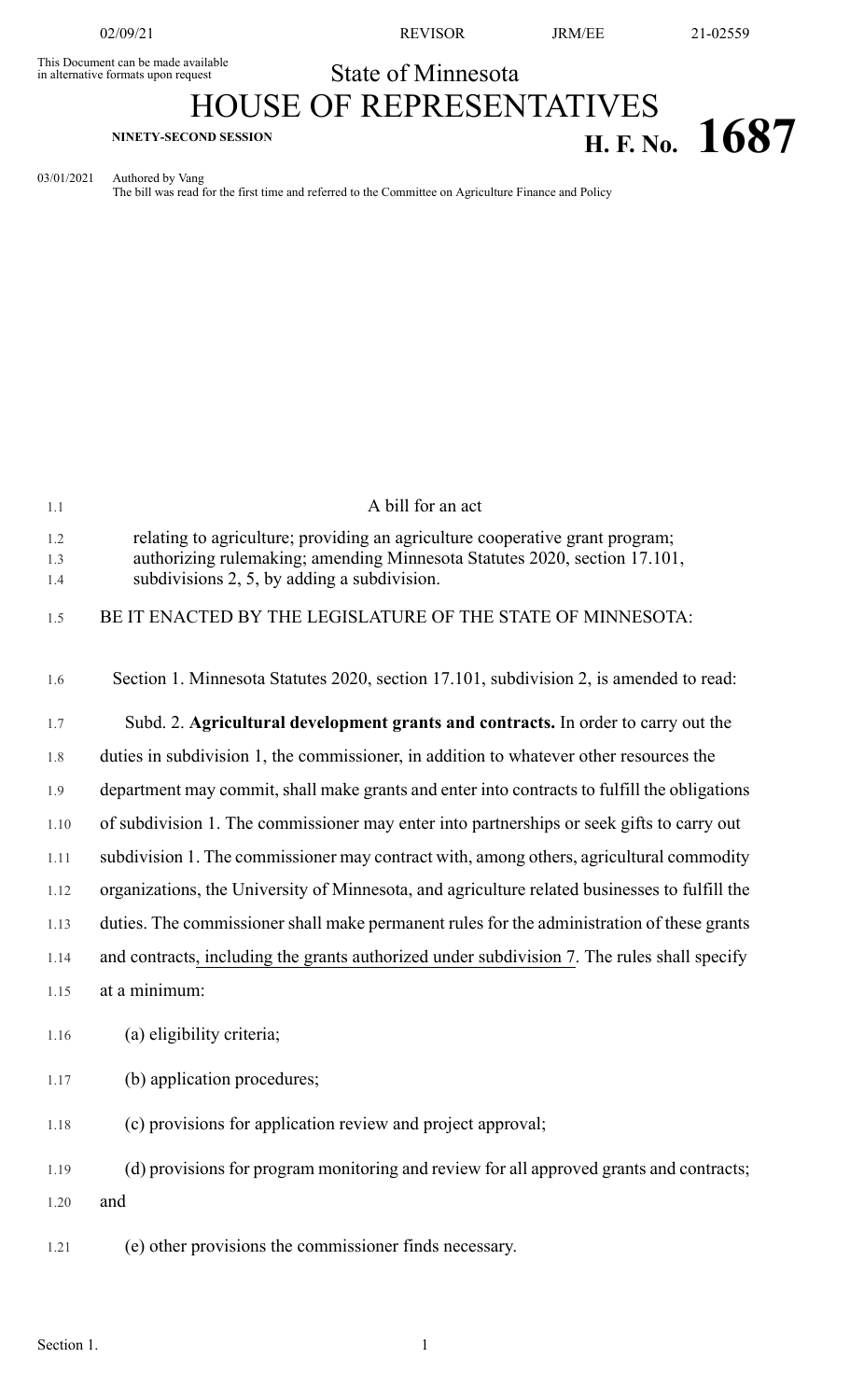This Document can be made available in alternative formats upon request

State of Minnesota

# HOUSE OF REPRESENTATIVES

**NINETY-SECOND SESSION**

# H. F. No. 1687

03/01/2021 Authored by Vang

The bill was read for the first time and referred to the Committee on Agriculture Finance and Policy

A bill for an act

relating to agriculture; providing an agriculture cooperative grant program; authorizing rulemaking; amending Minnesota Statutes 2020, section 17.101, subdivisions 2, 5, by adding a subdivision.

BE IT ENACTED BY THE LEGISLATURE OF THE STATE OF MINNESOTA:

Section 1. Minnesota Statutes 2020, section 17.101, subdivision 2, is amended to read:

Subd. 2. **Agricultural development grants and contracts.** In order to carry out the duties in subdivision 1, the commissioner, in addition to whatever other resources the department may commit, shall make grants and enter into contracts to fulfill the obligations of subdivision 1. The commissioner may enter into partnerships or seek gifts to carry out subdivision 1. The commissioner may contract with, among others, agricultural commodity organizations, the University of Minnesota, and agriculture related businesses to fulfill the duties. The commissioner shall make permanent rules for the administration of these grants and contracts, including the grants authorized under subdivision 7. The rules shall specify at a minimum:

(a) eligibility criteria;

(b) application procedures;

(c) provisions for application review and project approval;

(d) provisions for program monitoring and review for all approved grants and contracts; and

(e) other provisions the commissioner finds necessary.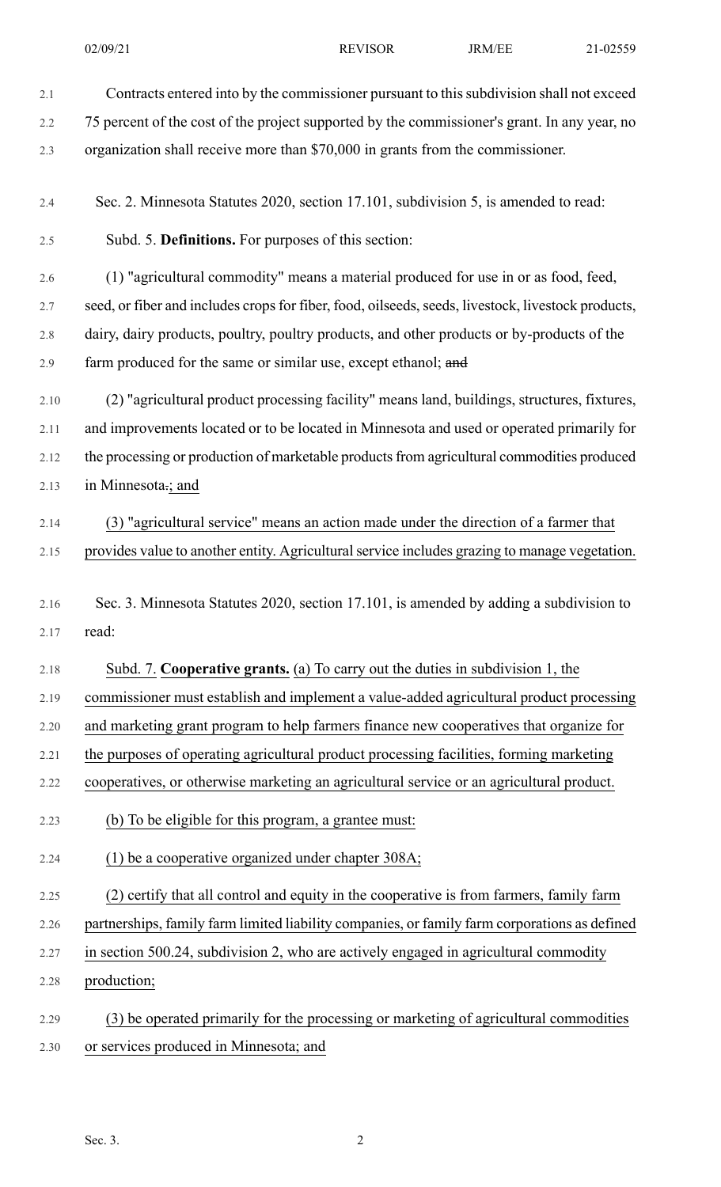Contracts entered into by the commissioner pursuant to this subdivision shall not exceed 75 percent of the cost of the project supported by the commissioner's grant. In any year, no organization shall receive more than $70,000 in grants from the commissioner.

Sec. 2. Minnesota Statutes 2020, section 17.101, subdivision 5, is amended to read:

Subd. 5. **Definitions.** For purposes of this section:

(1) "agricultural commodity" means a material produced for use in or as food, feed, seed, or fiber and includes crops for fiber, food, oilseeds, seeds, livestock, livestock products, dairy, dairy products, poultry, poultry products, and other products or by-products of the farm produced for the same or similar use, except ethanol; ~~and~~

(2) "agricultural product processing facility" means land, buildings, structures, fixtures, and improvements located or to be located in Minnesota and used or operated primarily for the processing or production of marketable products from agricultural commodities produced in Minnesota~~.~~; and

(3) "agricultural service" means an action made under the direction of a farmer that provides value to another entity. Agricultural service includes grazing to manage vegetation.

Sec. 3. Minnesota Statutes 2020, section 17.101, is amended by adding a subdivision to read:

Subd. 7. **Cooperative grants.** (a) To carry out the duties in subdivision 1, the commissioner must establish and implement a value-added agricultural product processing and marketing grant program to help farmers finance new cooperatives that organize for the purposes of operating agricultural product processing facilities, forming marketing cooperatives, or otherwise marketing an agricultural service or an agricultural product.

(b) To be eligible for this program, a grantee must:

(1) be a cooperative organized under chapter 308A;

(2) certify that all control and equity in the cooperative is from farmers, family farm partnerships, family farm limited liability companies, or family farm corporations as defined in section 500.24, subdivision 2, who are actively engaged in agricultural commodity production;

(3) be operated primarily for the processing or marketing of agricultural commodities or services produced in Minnesota; and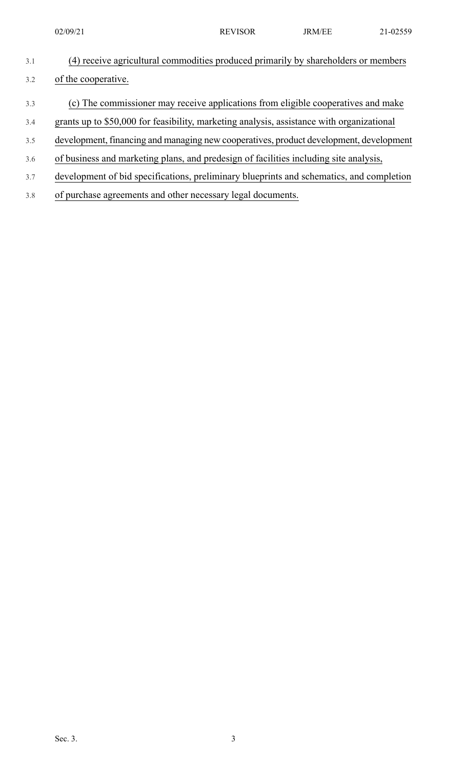(4) receive agricultural commodities produced primarily by shareholders or members of the cooperative.

(c) The commissioner may receive applications from eligible cooperatives and make grants up to $50,000 for feasibility, marketing analysis, assistance with organizational development, financing and managing new cooperatives, product development, development of business and marketing plans, and predesign of facilities including site analysis, development of bid specifications, preliminary blueprints and schematics, and completion of purchase agreements and other necessary legal documents.